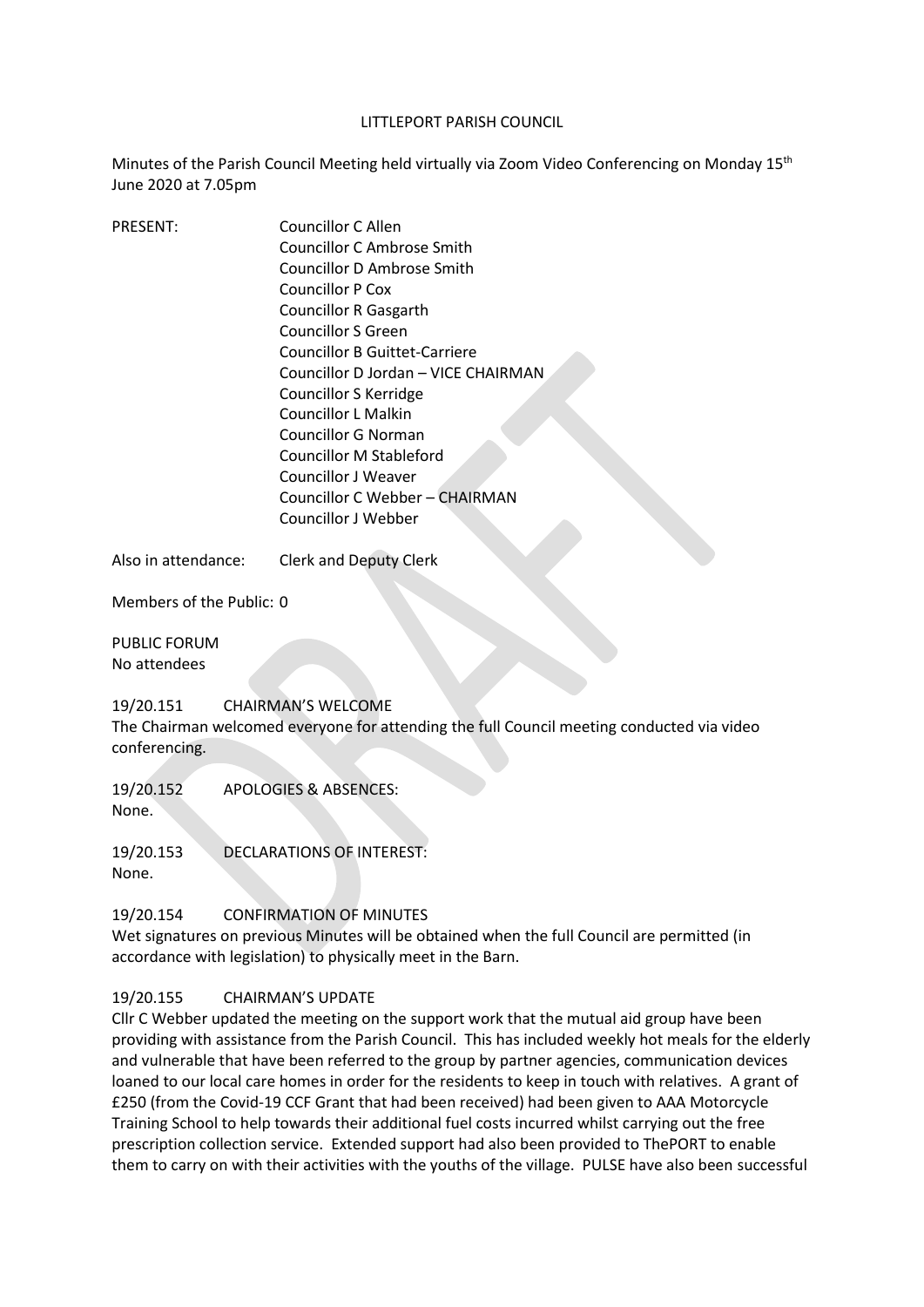# LITTLEPORT PARISH COUNCIL

Minutes of the Parish Council Meeting held virtually via Zoom Video Conferencing on Monday 15th June 2020 at 7.05pm

PRESENT:

- Councillor C Allen
- Councillor C Ambrose Smith
- Councillor D Ambrose Smith
- Councillor P Cox
- Councillor R Gasgarth
- Councillor S Green
- Councillor B Guittet-Carriere
- Councillor D Jordan – VICE CHAIRMAN
- Councillor S Kerridge
- Councillor L Malkin
- Councillor G Norman
- Councillor M Stableford
- Councillor J Weaver
- Councillor C Webber – CHAIRMAN
- Councillor J Webber

Also in attendance: Clerk and Deputy Clerk

Members of the Public: 0

PUBLIC FORUM
No attendees

## 19/20.151 CHAIRMAN'S WELCOME

The Chairman welcomed everyone for attending the full Council meeting conducted via video conferencing.

## 19/20.152 APOLOGIES & ABSENCES:

None.

## 19/20.153 DECLARATIONS OF INTEREST:

None.

## 19/20.154 CONFIRMATION OF MINUTES

Wet signatures on previous Minutes will be obtained when the full Council are permitted (in accordance with legislation) to physically meet in the Barn.

## 19/20.155 CHAIRMAN'S UPDATE

Cllr C Webber updated the meeting on the support work that the mutual aid group have been providing with assistance from the Parish Council. This has included weekly hot meals for the elderly and vulnerable that have been referred to the group by partner agencies, communication devices loaned to our local care homes in order for the residents to keep in touch with relatives. A grant of £250 (from the Covid-19 CCF Grant that had been received) had been given to AAA Motorcycle Training School to help towards their additional fuel costs incurred whilst carrying out the free prescription collection service. Extended support had also been provided to ThePORT to enable them to carry on with their activities with the youths of the village. PULSE have also been successful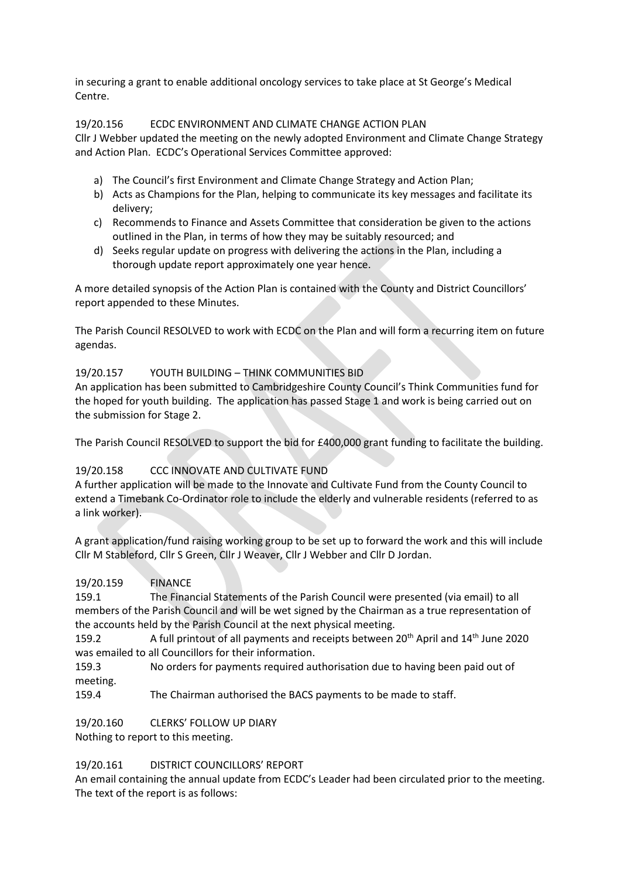in securing a grant to enable additional oncology services to take place at St George's Medical Centre.

19/20.156 ECDC ENVIRONMENT AND CLIMATE CHANGE ACTION PLAN

Cllr J Webber updated the meeting on the newly adopted Environment and Climate Change Strategy and Action Plan. ECDC's Operational Services Committee approved:

a) The Council's first Environment and Climate Change Strategy and Action Plan;
b) Acts as Champions for the Plan, helping to communicate its key messages and facilitate its delivery;
c) Recommends to Finance and Assets Committee that consideration be given to the actions outlined in the Plan, in terms of how they may be suitably resourced; and
d) Seeks regular update on progress with delivering the actions in the Plan, including a thorough update report approximately one year hence.

A more detailed synopsis of the Action Plan is contained with the County and District Councillors' report appended to these Minutes.

The Parish Council RESOLVED to work with ECDC on the Plan and will form a recurring item on future agendas.

19/20.157 YOUTH BUILDING – THINK COMMUNITIES BID

An application has been submitted to Cambridgeshire County Council's Think Communities fund for the hoped for youth building. The application has passed Stage 1 and work is being carried out on the submission for Stage 2.

The Parish Council RESOLVED to support the bid for £400,000 grant funding to facilitate the building.

19/20.158 CCC INNOVATE AND CULTIVATE FUND

A further application will be made to the Innovate and Cultivate Fund from the County Council to extend a Timebank Co-Ordinator role to include the elderly and vulnerable residents (referred to as a link worker).

A grant application/fund raising working group to be set up to forward the work and this will include Cllr M Stableford, Cllr S Green, Cllr J Weaver, Cllr J Webber and Cllr D Jordan.

19/20.159 FINANCE

159.1 The Financial Statements of the Parish Council were presented (via email) to all members of the Parish Council and will be wet signed by the Chairman as a true representation of the accounts held by the Parish Council at the next physical meeting.

159.2 A full printout of all payments and receipts between 20th April and 14th June 2020 was emailed to all Councillors for their information.

159.3 No orders for payments required authorisation due to having been paid out of meeting.

159.4 The Chairman authorised the BACS payments to be made to staff.

19/20.160 CLERKS' FOLLOW UP DIARY

Nothing to report to this meeting.

19/20.161 DISTRICT COUNCILLORS' REPORT

An email containing the annual update from ECDC's Leader had been circulated prior to the meeting. The text of the report is as follows: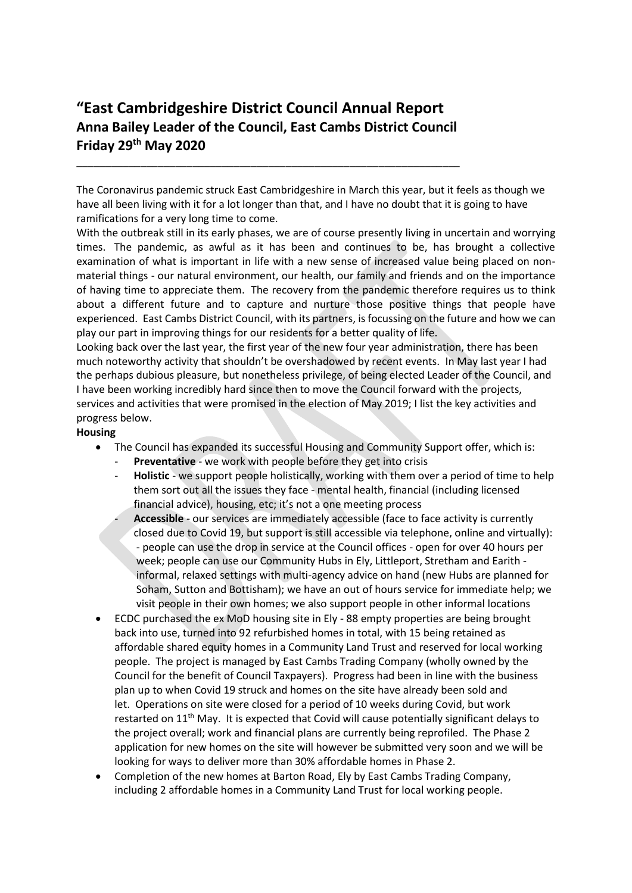# "East Cambridgeshire District Council Annual Report
# Anna Bailey Leader of the Council, East Cambs District Council
# Friday 29th May 2020

---

The Coronavirus pandemic struck East Cambridgeshire in March this year, but it feels as though we have all been living with it for a lot longer than that, and I have no doubt that it is going to have ramifications for a very long time to come.

With the outbreak still in its early phases, we are of course presently living in uncertain and worrying times. The pandemic, as awful as it has been and continues to be, has brought a collective examination of what is important in life with a new sense of increased value being placed on non-material things - our natural environment, our health, our family and friends and on the importance of having time to appreciate them. The recovery from the pandemic therefore requires us to think about a different future and to capture and nurture those positive things that people have experienced. East Cambs District Council, with its partners, is focussing on the future and how we can play our part in improving things for our residents for a better quality of life.

Looking back over the last year, the first year of the new four year administration, there has been much noteworthy activity that shouldn't be overshadowed by recent events. In May last year I had the perhaps dubious pleasure, but nonetheless privilege, of being elected Leader of the Council, and I have been working incredibly hard since then to move the Council forward with the projects, services and activities that were promised in the election of May 2019; I list the key activities and progress below.

**Housing**

- The Council has expanded its successful Housing and Community Support offer, which is:
  - **Preventative** - we work with people before they get into crisis
  - **Holistic** - we support people holistically, working with them over a period of time to help them sort out all the issues they face - mental health, financial (including licensed financial advice), housing, etc; it's not a one meeting process
  - **Accessible** - our services are immediately accessible (face to face activity is currently closed due to Covid 19, but support is still accessible via telephone, online and virtually): - people can use the drop in service at the Council offices - open for over 40 hours per week; people can use our Community Hubs in Ely, Littleport, Stretham and Earith - informal, relaxed settings with multi-agency advice on hand (new Hubs are planned for Soham, Sutton and Bottisham); we have an out of hours service for immediate help; we visit people in their own homes; we also support people in other informal locations
- ECDC purchased the ex MoD housing site in Ely - 88 empty properties are being brought back into use, turned into 92 refurbished homes in total, with 15 being retained as affordable shared equity homes in a Community Land Trust and reserved for local working people. The project is managed by East Cambs Trading Company (wholly owned by the Council for the benefit of Council Taxpayers). Progress had been in line with the business plan up to when Covid 19 struck and homes on the site have already been sold and let. Operations on site were closed for a period of 10 weeks during Covid, but work restarted on 11th May. It is expected that Covid will cause potentially significant delays to the project overall; work and financial plans are currently being reprofiled. The Phase 2 application for new homes on the site will however be submitted very soon and we will be looking for ways to deliver more than 30% affordable homes in Phase 2.
- Completion of the new homes at Barton Road, Ely by East Cambs Trading Company, including 2 affordable homes in a Community Land Trust for local working people.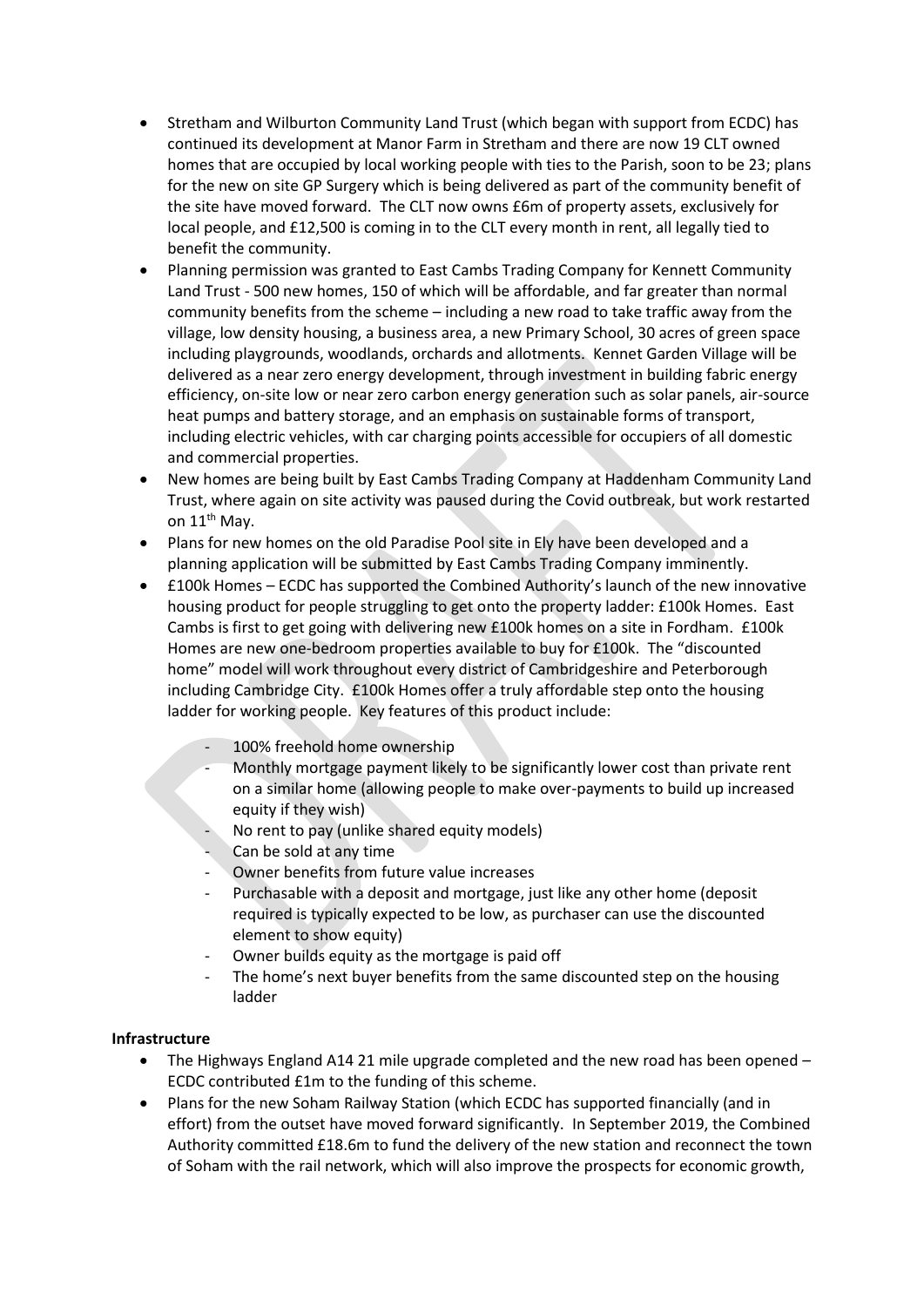- Stretham and Wilburton Community Land Trust (which began with support from ECDC) has continued its development at Manor Farm in Stretham and there are now 19 CLT owned homes that are occupied by local working people with ties to the Parish, soon to be 23; plans for the new on site GP Surgery which is being delivered as part of the community benefit of the site have moved forward. The CLT now owns £6m of property assets, exclusively for local people, and £12,500 is coming in to the CLT every month in rent, all legally tied to benefit the community.
- Planning permission was granted to East Cambs Trading Company for Kennett Community Land Trust - 500 new homes, 150 of which will be affordable, and far greater than normal community benefits from the scheme – including a new road to take traffic away from the village, low density housing, a business area, a new Primary School, 30 acres of green space including playgrounds, woodlands, orchards and allotments. Kennet Garden Village will be delivered as a near zero energy development, through investment in building fabric energy efficiency, on-site low or near zero carbon energy generation such as solar panels, air-source heat pumps and battery storage, and an emphasis on sustainable forms of transport, including electric vehicles, with car charging points accessible for occupiers of all domestic and commercial properties.
- New homes are being built by East Cambs Trading Company at Haddenham Community Land Trust, where again on site activity was paused during the Covid outbreak, but work restarted on 11th May.
- Plans for new homes on the old Paradise Pool site in Ely have been developed and a planning application will be submitted by East Cambs Trading Company imminently.
- £100k Homes – ECDC has supported the Combined Authority's launch of the new innovative housing product for people struggling to get onto the property ladder: £100k Homes. East Cambs is first to get going with delivering new £100k homes on a site in Fordham. £100k Homes are new one-bedroom properties available to buy for £100k. The "discounted home" model will work throughout every district of Cambridgeshire and Peterborough including Cambridge City. £100k Homes offer a truly affordable step onto the housing ladder for working people. Key features of this product include:
  - 100% freehold home ownership
  - Monthly mortgage payment likely to be significantly lower cost than private rent on a similar home (allowing people to make over-payments to build up increased equity if they wish)
  - No rent to pay (unlike shared equity models)
  - Can be sold at any time
  - Owner benefits from future value increases
  - Purchasable with a deposit and mortgage, just like any other home (deposit required is typically expected to be low, as purchaser can use the discounted element to show equity)
  - Owner builds equity as the mortgage is paid off
  - The home's next buyer benefits from the same discounted step on the housing ladder

**Infrastructure**

- The Highways England A14 21 mile upgrade completed and the new road has been opened – ECDC contributed £1m to the funding of this scheme.
- Plans for the new Soham Railway Station (which ECDC has supported financially (and in effort) from the outset have moved forward significantly. In September 2019, the Combined Authority committed £18.6m to fund the delivery of the new station and reconnect the town of Soham with the rail network, which will also improve the prospects for economic growth,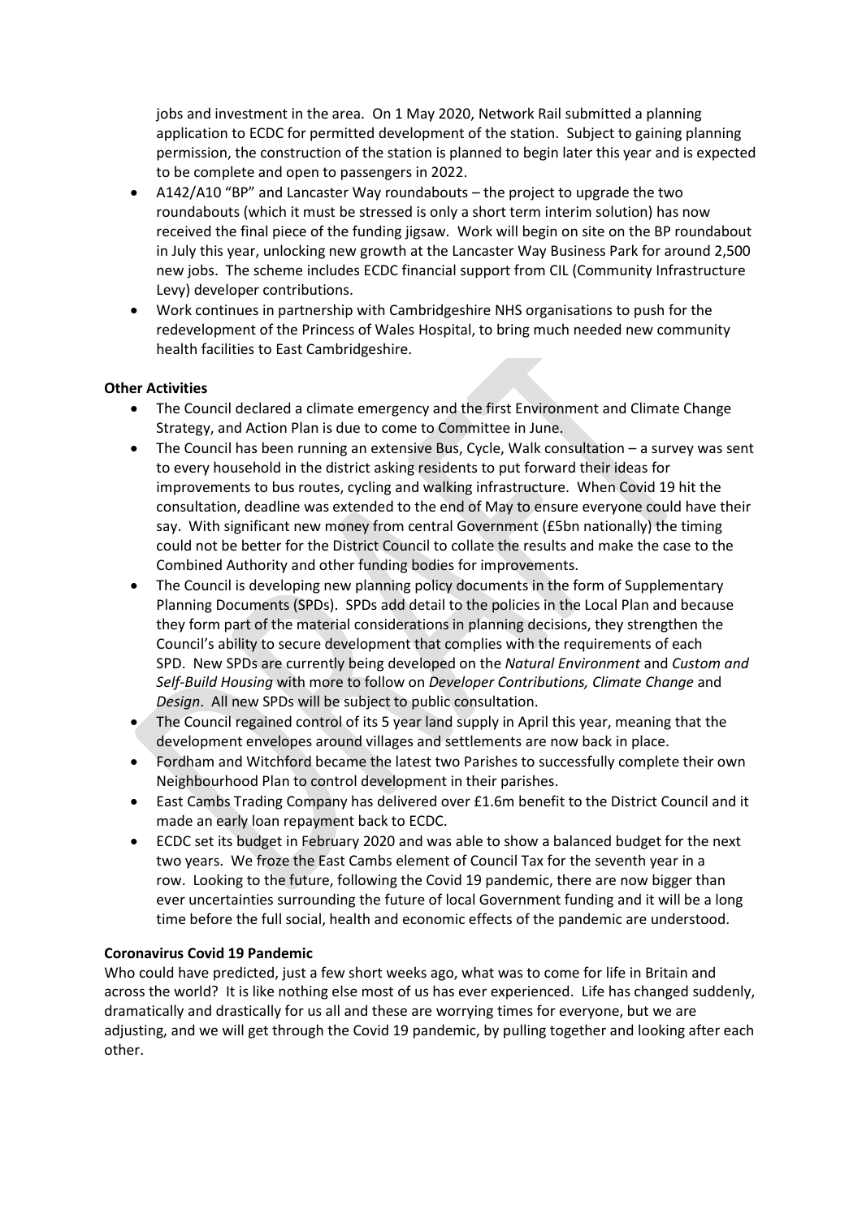jobs and investment in the area. On 1 May 2020, Network Rail submitted a planning application to ECDC for permitted development of the station. Subject to gaining planning permission, the construction of the station is planned to begin later this year and is expected to be complete and open to passengers in 2022.

- A142/A10 "BP" and Lancaster Way roundabouts – the project to upgrade the two roundabouts (which it must be stressed is only a short term interim solution) has now received the final piece of the funding jigsaw. Work will begin on site on the BP roundabout in July this year, unlocking new growth at the Lancaster Way Business Park for around 2,500 new jobs. The scheme includes ECDC financial support from CIL (Community Infrastructure Levy) developer contributions.
- Work continues in partnership with Cambridgeshire NHS organisations to push for the redevelopment of the Princess of Wales Hospital, to bring much needed new community health facilities to East Cambridgeshire.

**Other Activities**

- The Council declared a climate emergency and the first Environment and Climate Change Strategy, and Action Plan is due to come to Committee in June.
- The Council has been running an extensive Bus, Cycle, Walk consultation – a survey was sent to every household in the district asking residents to put forward their ideas for improvements to bus routes, cycling and walking infrastructure. When Covid 19 hit the consultation, deadline was extended to the end of May to ensure everyone could have their say. With significant new money from central Government (£5bn nationally) the timing could not be better for the District Council to collate the results and make the case to the Combined Authority and other funding bodies for improvements.
- The Council is developing new planning policy documents in the form of Supplementary Planning Documents (SPDs). SPDs add detail to the policies in the Local Plan and because they form part of the material considerations in planning decisions, they strengthen the Council's ability to secure development that complies with the requirements of each SPD. New SPDs are currently being developed on the *Natural Environment* and *Custom and Self-Build Housing* with more to follow on *Developer Contributions, Climate Change* and *Design*. All new SPDs will be subject to public consultation.
- The Council regained control of its 5 year land supply in April this year, meaning that the development envelopes around villages and settlements are now back in place.
- Fordham and Witchford became the latest two Parishes to successfully complete their own Neighbourhood Plan to control development in their parishes.
- East Cambs Trading Company has delivered over £1.6m benefit to the District Council and it made an early loan repayment back to ECDC.
- ECDC set its budget in February 2020 and was able to show a balanced budget for the next two years. We froze the East Cambs element of Council Tax for the seventh year in a row. Looking to the future, following the Covid 19 pandemic, there are now bigger than ever uncertainties surrounding the future of local Government funding and it will be a long time before the full social, health and economic effects of the pandemic are understood.

**Coronavirus Covid 19 Pandemic**

Who could have predicted, just a few short weeks ago, what was to come for life in Britain and across the world? It is like nothing else most of us has ever experienced. Life has changed suddenly, dramatically and drastically for us all and these are worrying times for everyone, but we are adjusting, and we will get through the Covid 19 pandemic, by pulling together and looking after each other.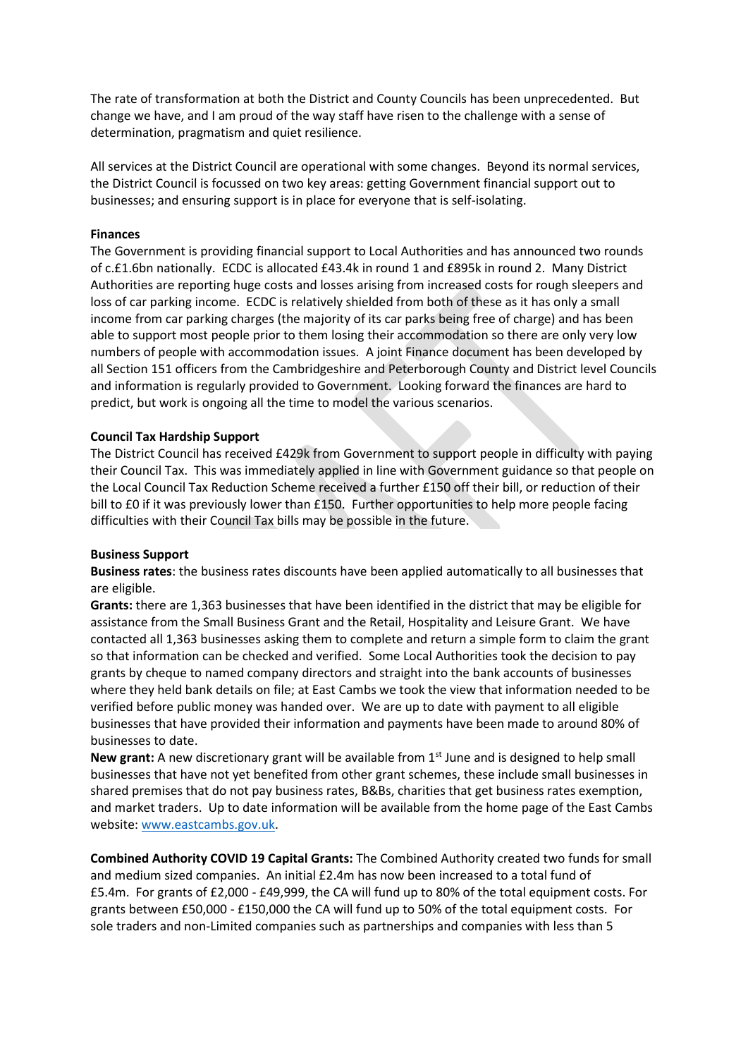The rate of transformation at both the District and County Councils has been unprecedented. But change we have, and I am proud of the way staff have risen to the challenge with a sense of determination, pragmatism and quiet resilience.

All services at the District Council are operational with some changes. Beyond its normal services, the District Council is focussed on two key areas: getting Government financial support out to businesses; and ensuring support is in place for everyone that is self-isolating.

**Finances**

The Government is providing financial support to Local Authorities and has announced two rounds of c.£1.6bn nationally. ECDC is allocated £43.4k in round 1 and £895k in round 2. Many District Authorities are reporting huge costs and losses arising from increased costs for rough sleepers and loss of car parking income. ECDC is relatively shielded from both of these as it has only a small income from car parking charges (the majority of its car parks being free of charge) and has been able to support most people prior to them losing their accommodation so there are only very low numbers of people with accommodation issues. A joint Finance document has been developed by all Section 151 officers from the Cambridgeshire and Peterborough County and District level Councils and information is regularly provided to Government. Looking forward the finances are hard to predict, but work is ongoing all the time to model the various scenarios.

**Council Tax Hardship Support**

The District Council has received £429k from Government to support people in difficulty with paying their Council Tax. This was immediately applied in line with Government guidance so that people on the Local Council Tax Reduction Scheme received a further £150 off their bill, or reduction of their bill to £0 if it was previously lower than £150. Further opportunities to help more people facing difficulties with their Council Tax bills may be possible in the future.

**Business Support**

**Business rates**: the business rates discounts have been applied automatically to all businesses that are eligible.

**Grants:** there are 1,363 businesses that have been identified in the district that may be eligible for assistance from the Small Business Grant and the Retail, Hospitality and Leisure Grant. We have contacted all 1,363 businesses asking them to complete and return a simple form to claim the grant so that information can be checked and verified. Some Local Authorities took the decision to pay grants by cheque to named company directors and straight into the bank accounts of businesses where they held bank details on file; at East Cambs we took the view that information needed to be verified before public money was handed over. We are up to date with payment to all eligible businesses that have provided their information and payments have been made to around 80% of businesses to date.

**New grant:** A new discretionary grant will be available from 1st June and is designed to help small businesses that have not yet benefited from other grant schemes, these include small businesses in shared premises that do not pay business rates, B&Bs, charities that get business rates exemption, and market traders. Up to date information will be available from the home page of the East Cambs website: [www.eastcambs.gov.uk](www.eastcambs.gov.uk).

**Combined Authority COVID 19 Capital Grants:** The Combined Authority created two funds for small and medium sized companies. An initial £2.4m has now been increased to a total fund of £5.4m. For grants of £2,000 - £49,999, the CA will fund up to 80% of the total equipment costs. For grants between £50,000 - £150,000 the CA will fund up to 50% of the total equipment costs. For sole traders and non-Limited companies such as partnerships and companies with less than 5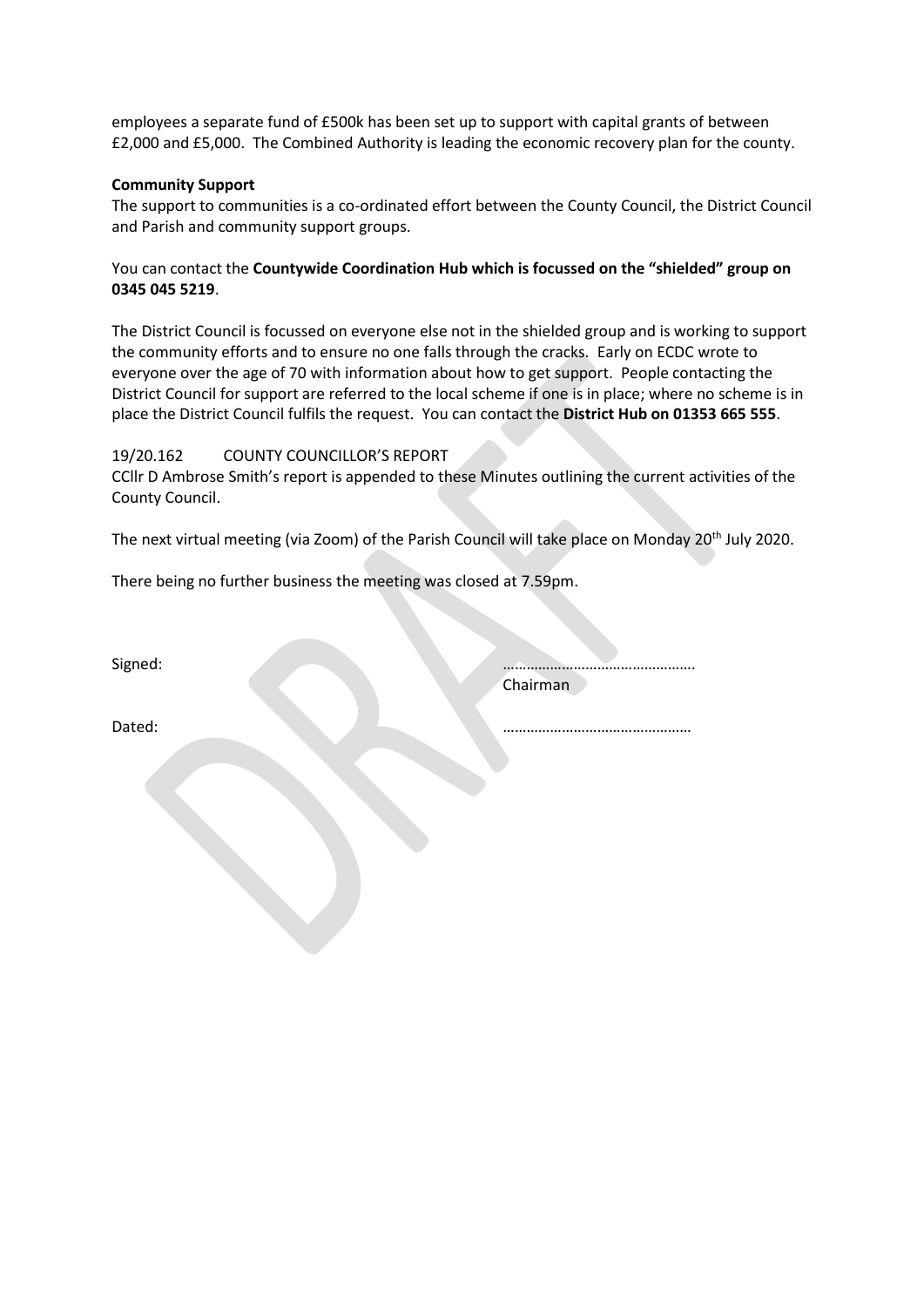employees a separate fund of £500k has been set up to support with capital grants of between £2,000 and £5,000. The Combined Authority is leading the economic recovery plan for the county.

**Community Support**

The support to communities is a co-ordinated effort between the County Council, the District Council and Parish and community support groups.

You can contact the **Countywide Coordination Hub which is focussed on the "shielded" group on 0345 045 5219**.

The District Council is focussed on everyone else not in the shielded group and is working to support the community efforts and to ensure no one falls through the cracks. Early on ECDC wrote to everyone over the age of 70 with information about how to get support. People contacting the District Council for support are referred to the local scheme if one is in place; where no scheme is in place the District Council fulfils the request. You can contact the **District Hub on 01353 665 555**.

19/20.162 COUNTY COUNCILLOR'S REPORT

CCllr D Ambrose Smith's report is appended to these Minutes outlining the current activities of the County Council.

The next virtual meeting (via Zoom) of the Parish Council will take place on Monday 20th July 2020.

There being no further business the meeting was closed at 7.59pm.

Signed: ………………………………………….
Chairman

Dated: …………………………………………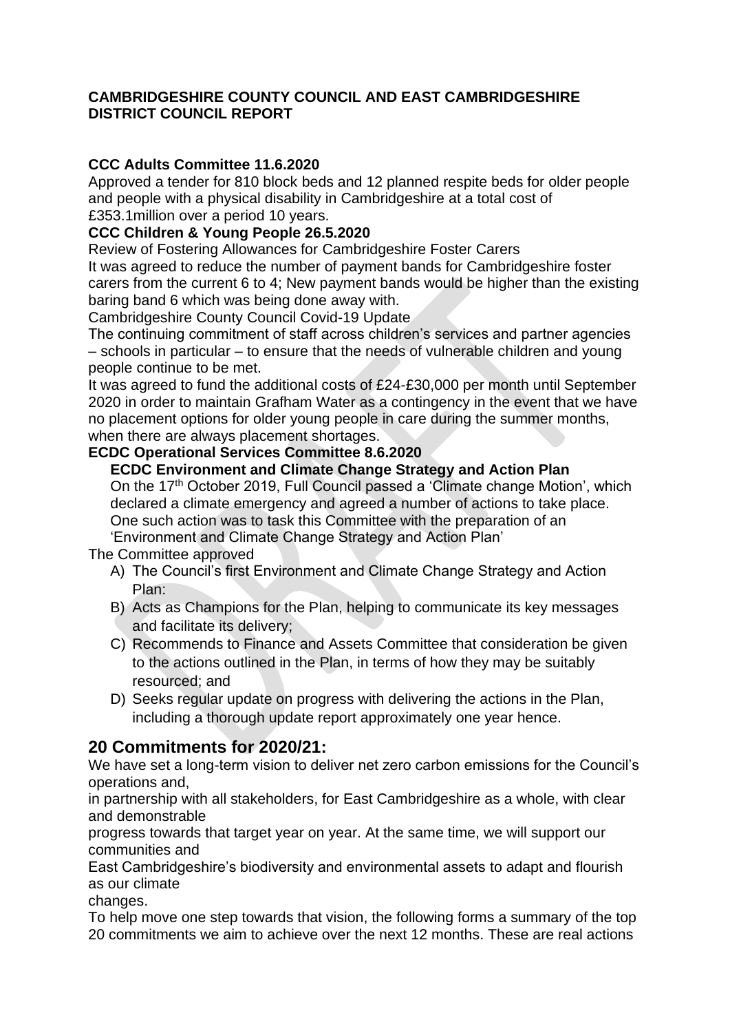**CAMBRIDGESHIRE COUNTY COUNCIL AND EAST CAMBRIDGESHIRE DISTRICT COUNCIL REPORT**

**CCC Adults Committee 11.6.2020**

Approved a tender for 810 block beds and 12 planned respite beds for older people and people with a physical disability in Cambridgeshire at a total cost of £353.1million over a period 10 years.

**CCC Children & Young People 26.5.2020**

Review of Fostering Allowances for Cambridgeshire Foster Carers

It was agreed to reduce the number of payment bands for Cambridgeshire foster carers from the current 6 to 4; New payment bands would be higher than the existing baring band 6 which was being done away with.

Cambridgeshire County Council Covid-19 Update

The continuing commitment of staff across children's services and partner agencies – schools in particular – to ensure that the needs of vulnerable children and young people continue to be met.

It was agreed to fund the additional costs of £24-£30,000 per month until September 2020 in order to maintain Grafham Water as a contingency in the event that we have no placement options for older young people in care during the summer months, when there are always placement shortages.

**ECDC Operational Services Committee 8.6.2020**

**ECDC Environment and Climate Change Strategy and Action Plan**

On the 17th October 2019, Full Council passed a 'Climate change Motion', which declared a climate emergency and agreed a number of actions to take place. One such action was to task this Committee with the preparation of an 'Environment and Climate Change Strategy and Action Plan'

The Committee approved

A) The Council's first Environment and Climate Change Strategy and Action Plan:
B) Acts as Champions for the Plan, helping to communicate its key messages and facilitate its delivery;
C) Recommends to Finance and Assets Committee that consideration be given to the actions outlined in the Plan, in terms of how they may be suitably resourced; and
D) Seeks regular update on progress with delivering the actions in the Plan, including a thorough update report approximately one year hence.

## 20 Commitments for 2020/21:

We have set a long-term vision to deliver net zero carbon emissions for the Council's operations and, in partnership with all stakeholders, for East Cambridgeshire as a whole, with clear and demonstrable progress towards that target year on year. At the same time, we will support our communities and East Cambridgeshire's biodiversity and environmental assets to adapt and flourish as our climate changes.

To help move one step towards that vision, the following forms a summary of the top 20 commitments we aim to achieve over the next 12 months. These are real actions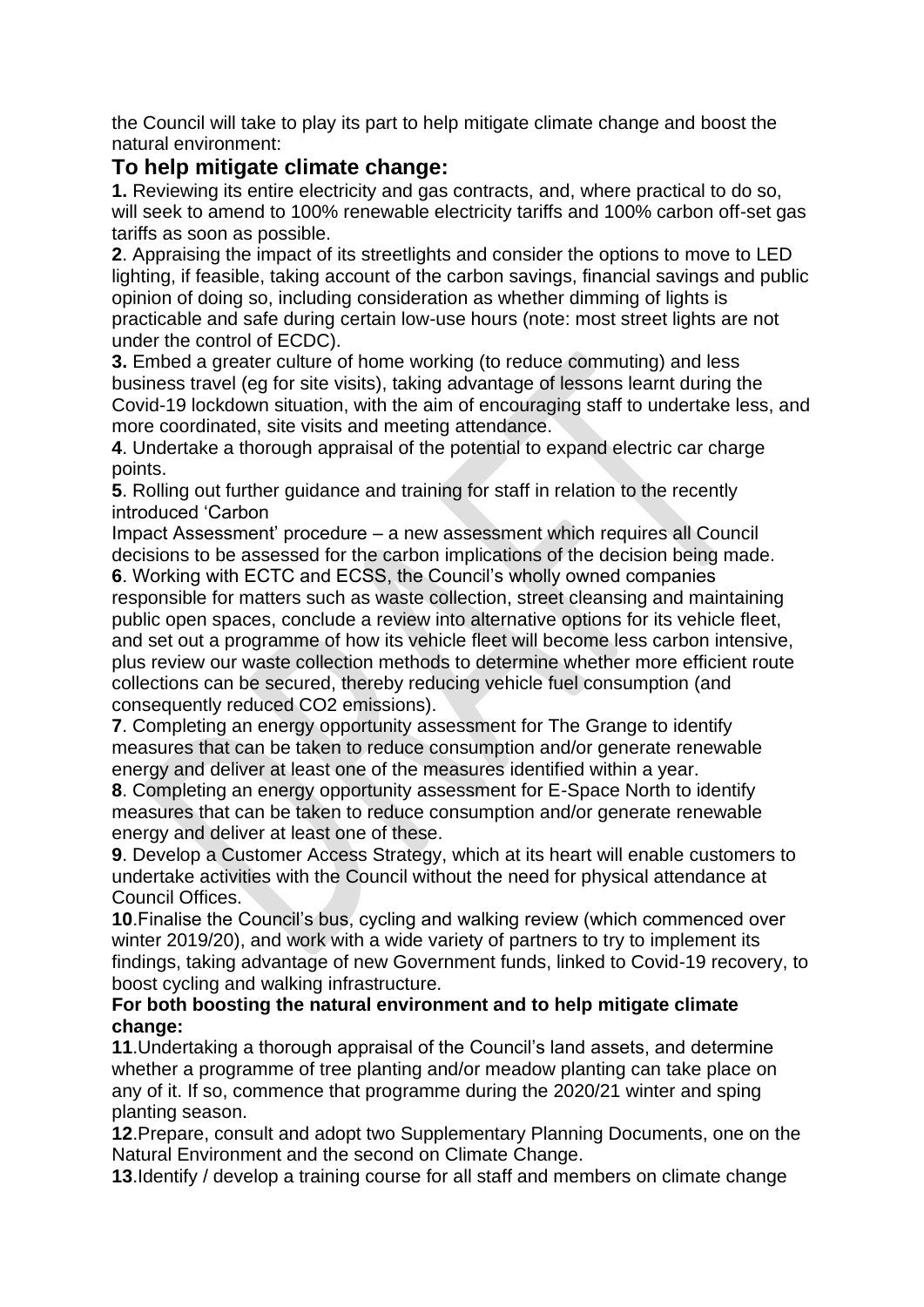the Council will take to play its part to help mitigate climate change and boost the natural environment:

## To help mitigate climate change:

**1.** Reviewing its entire electricity and gas contracts, and, where practical to do so, will seek to amend to 100% renewable electricity tariffs and 100% carbon off-set gas tariffs as soon as possible.

**2**. Appraising the impact of its streetlights and consider the options to move to LED lighting, if feasible, taking account of the carbon savings, financial savings and public opinion of doing so, including consideration as whether dimming of lights is practicable and safe during certain low-use hours (note: most street lights are not under the control of ECDC).

**3.** Embed a greater culture of home working (to reduce commuting) and less business travel (eg for site visits), taking advantage of lessons learnt during the Covid-19 lockdown situation, with the aim of encouraging staff to undertake less, and more coordinated, site visits and meeting attendance.

**4**. Undertake a thorough appraisal of the potential to expand electric car charge points.

**5**. Rolling out further guidance and training for staff in relation to the recently introduced 'Carbon
Impact Assessment' procedure – a new assessment which requires all Council decisions to be assessed for the carbon implications of the decision being made.

**6**. Working with ECTC and ECSS, the Council's wholly owned companies responsible for matters such as waste collection, street cleansing and maintaining public open spaces, conclude a review into alternative options for its vehicle fleet, and set out a programme of how its vehicle fleet will become less carbon intensive, plus review our waste collection methods to determine whether more efficient route collections can be secured, thereby reducing vehicle fuel consumption (and consequently reduced CO2 emissions).

**7**. Completing an energy opportunity assessment for The Grange to identify measures that can be taken to reduce consumption and/or generate renewable energy and deliver at least one of the measures identified within a year.

**8**. Completing an energy opportunity assessment for E-Space North to identify measures that can be taken to reduce consumption and/or generate renewable energy and deliver at least one of these.

**9**. Develop a Customer Access Strategy, which at its heart will enable customers to undertake activities with the Council without the need for physical attendance at Council Offices.

**10**.Finalise the Council's bus, cycling and walking review (which commenced over winter 2019/20), and work with a wide variety of partners to try to implement its findings, taking advantage of new Government funds, linked to Covid-19 recovery, to boost cycling and walking infrastructure.

**For both boosting the natural environment and to help mitigate climate change:**

**11**.Undertaking a thorough appraisal of the Council's land assets, and determine whether a programme of tree planting and/or meadow planting can take place on any of it. If so, commence that programme during the 2020/21 winter and sping planting season.

**12**.Prepare, consult and adopt two Supplementary Planning Documents, one on the Natural Environment and the second on Climate Change.

**13**.Identify / develop a training course for all staff and members on climate change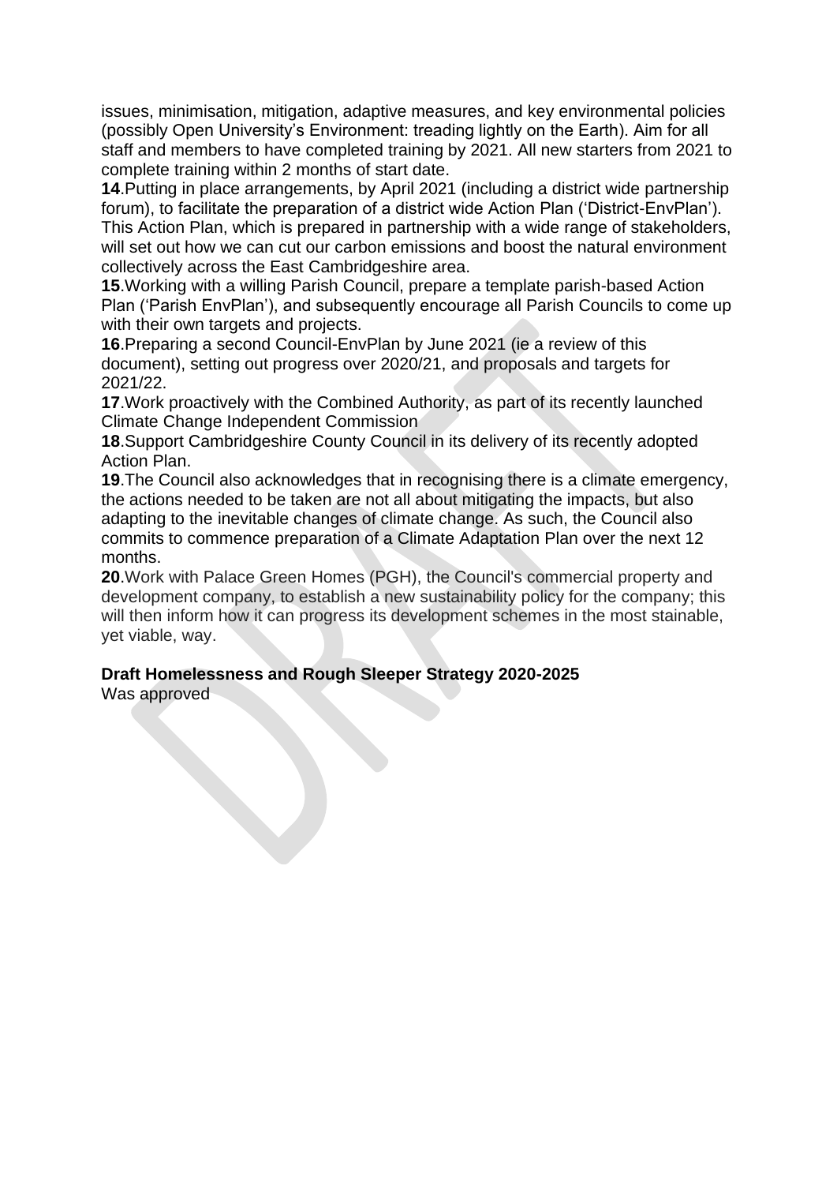issues, minimisation, mitigation, adaptive measures, and key environmental policies (possibly Open University's Environment: treading lightly on the Earth). Aim for all staff and members to have completed training by 2021. All new starters from 2021 to complete training within 2 months of start date.

**14**.Putting in place arrangements, by April 2021 (including a district wide partnership forum), to facilitate the preparation of a district wide Action Plan ('District-EnvPlan'). This Action Plan, which is prepared in partnership with a wide range of stakeholders, will set out how we can cut our carbon emissions and boost the natural environment collectively across the East Cambridgeshire area.

**15**.Working with a willing Parish Council, prepare a template parish-based Action Plan ('Parish EnvPlan'), and subsequently encourage all Parish Councils to come up with their own targets and projects.

**16**.Preparing a second Council-EnvPlan by June 2021 (ie a review of this document), setting out progress over 2020/21, and proposals and targets for 2021/22.

**17**.Work proactively with the Combined Authority, as part of its recently launched Climate Change Independent Commission

**18**.Support Cambridgeshire County Council in its delivery of its recently adopted Action Plan.

**19**.The Council also acknowledges that in recognising there is a climate emergency, the actions needed to be taken are not all about mitigating the impacts, but also adapting to the inevitable changes of climate change. As such, the Council also commits to commence preparation of a Climate Adaptation Plan over the next 12 months.

**20**.Work with Palace Green Homes (PGH), the Council's commercial property and development company, to establish a new sustainability policy for the company; this will then inform how it can progress its development schemes in the most stainable, yet viable, way.

**Draft Homelessness and Rough Sleeper Strategy 2020-2025**

Was approved